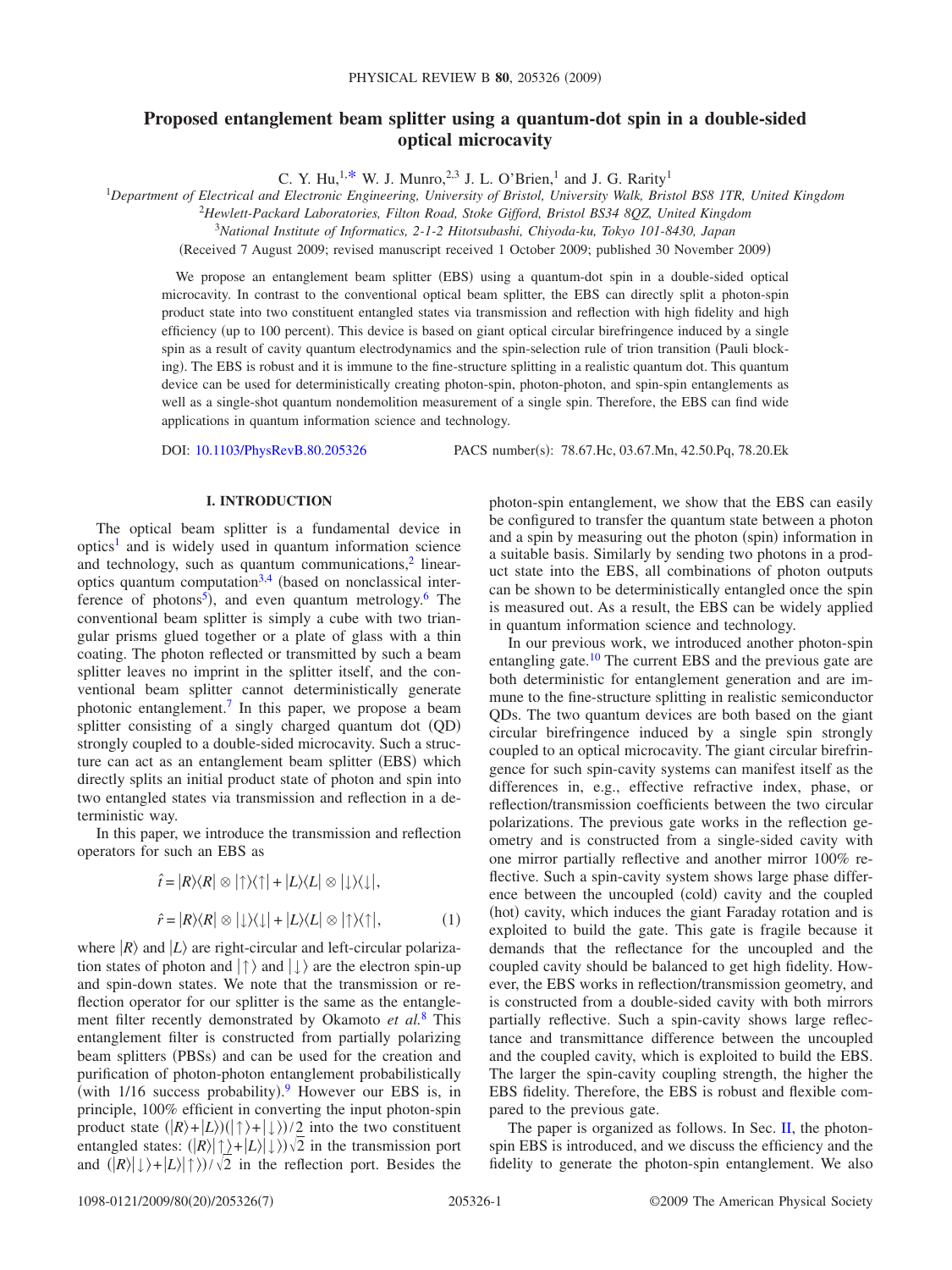# Proposed entanglement beam splitter using a quantum-dot spin in a double-sided optical microcavity

C. Y. Hu,[1,*] W. J. Munro,[2,3] J. L. O'Brien,[1] and J. G. Rarity[1]

[1]*Department of Electrical and Electronic Engineering, University of Bristol, University Walk, Bristol BS8 1TR, United Kingdom*

[2]*Hewlett-Packard Laboratories, Filton Road, Stoke Gifford, Bristol BS34 8QZ, United Kingdom*

[3]*National Institute of Informatics, 2-1-2 Hitotsubashi, Chiyoda-ku, Tokyo 101-8430, Japan*

(Received 7 August 2009; revised manuscript received 1 October 2009; published 30 November 2009)

We propose an entanglement beam splitter (EBS) using a quantum-dot spin in a double-sided optical microcavity. In contrast to the conventional optical beam splitter, the EBS can directly split a photon-spin product state into two constituent entangled states via transmission and reflection with high fidelity and high efficiency (up to 100 percent). This device is based on giant optical circular birefringence induced by a single spin as a result of cavity quantum electrodynamics and the spin-selection rule of trion transition (Pauli blocking). The EBS is robust and it is immune to the fine-structure splitting in a realistic quantum dot. This quantum device can be used for deterministically creating photon-spin, photon-photon, and spin-spin entanglements as well as a single-shot quantum nondemolition measurement of a single spin. Therefore, the EBS can find wide applications in quantum information science and technology.

DOI: 10.1103/PhysRevB.80.205326 PACS number(s): 78.67.Hc, 03.67.Mn, 42.50.Pq, 78.20.Ek

## I. INTRODUCTION

The optical beam splitter is a fundamental device in optics[1] and is widely used in quantum information science and technology, such as quantum communications,[2] linear-optics quantum computation[3,4] (based on nonclassical interference of photons[5]), and even quantum metrology.[6] The conventional beam splitter is simply a cube with two triangular prisms glued together or a plate of glass with a thin coating. The photon reflected or transmitted by such a beam splitter leaves no imprint in the splitter itself, and the conventional beam splitter cannot deterministically generate photonic entanglement.[7] In this paper, we propose a beam splitter consisting of a singly charged quantum dot (QD) strongly coupled to a double-sided microcavity. Such a structure can act as an entanglement beam splitter (EBS) which directly splits an initial product state of photon and spin into two entangled states via transmission and reflection in a deterministic way.

In this paper, we introduce the transmission and reflection operators for such an EBS as

$$\hat{t} = |R\rangle\langle R| \otimes |\uparrow\rangle\langle\uparrow| + |L\rangle\langle L| \otimes |\downarrow\rangle\langle\downarrow|,$$

$$\hat{r} = |R\rangle\langle R| \otimes |\downarrow\rangle\langle\downarrow| + |L\rangle\langle L| \otimes |\uparrow\rangle\langle\uparrow|, \tag{1}$$

where $|R\rangle$ and $|L\rangle$ are right-circular and left-circular polarization states of photon and $|\uparrow\rangle$ and $|\downarrow\rangle$ are the electron spin-up and spin-down states. We note that the transmission or reflection operator for our splitter is the same as the entanglement filter recently demonstrated by Okamoto *et al.*[8] This entanglement filter is constructed from partially polarizing beam splitters (PBSs) and can be used for the creation and purification of photon-photon entanglement probabilistically (with 1/16 success probability).[9] However our EBS is, in principle, 100% efficient in converting the input photon-spin product state $(|R\rangle+|L\rangle)(|\uparrow\rangle+|\downarrow\rangle)/2$ into the two constituent entangled states: $(|R\rangle|\uparrow\rangle+|L\rangle|\downarrow\rangle)\sqrt{2}$ in the transmission port and $(|R\rangle|\downarrow\rangle+|L\rangle|\uparrow\rangle)/\sqrt{2}$ in the reflection port. Besides the photon-spin entanglement, we show that the EBS can easily be configured to transfer the quantum state between a photon and a spin by measuring out the photon (spin) information in a suitable basis. Similarly by sending two photons in a product state into the EBS, all combinations of photon outputs can be shown to be deterministically entangled once the spin is measured out. As a result, the EBS can be widely applied in quantum information science and technology.

In our previous work, we introduced another photon-spin entangling gate.[10] The current EBS and the previous gate are both deterministic for entanglement generation and are immune to the fine-structure splitting in realistic semiconductor QDs. The two quantum devices are both based on the giant circular birefringence induced by a single spin strongly coupled to an optical microcavity. The giant circular birefringence for such spin-cavity systems can manifest itself as the differences in, e.g., effective refractive index, phase, or reflection/transmission coefficients between the two circular polarizations. The previous gate works in the reflection geometry and is constructed from a single-sided cavity with one mirror partially reflective and another mirror 100% reflective. Such a spin-cavity system shows large phase difference between the uncoupled (cold) cavity and the coupled (hot) cavity, which induces the giant Faraday rotation and is exploited to build the gate. This gate is fragile because it demands that the reflectance for the uncoupled and the coupled cavity should be balanced to get high fidelity. However, the EBS works in reflection/transmission geometry, and is constructed from a double-sided cavity with both mirrors partially reflective. Such a spin-cavity shows large reflectance and transmittance difference between the uncoupled and the coupled cavity, which is exploited to build the EBS. The larger the spin-cavity coupling strength, the higher the EBS fidelity. Therefore, the EBS is robust and flexible compared to the previous gate.

The paper is organized as follows. In Sec. II, the photon-spin EBS is introduced, and we discuss the efficiency and the fidelity to generate the photon-spin entanglement. We also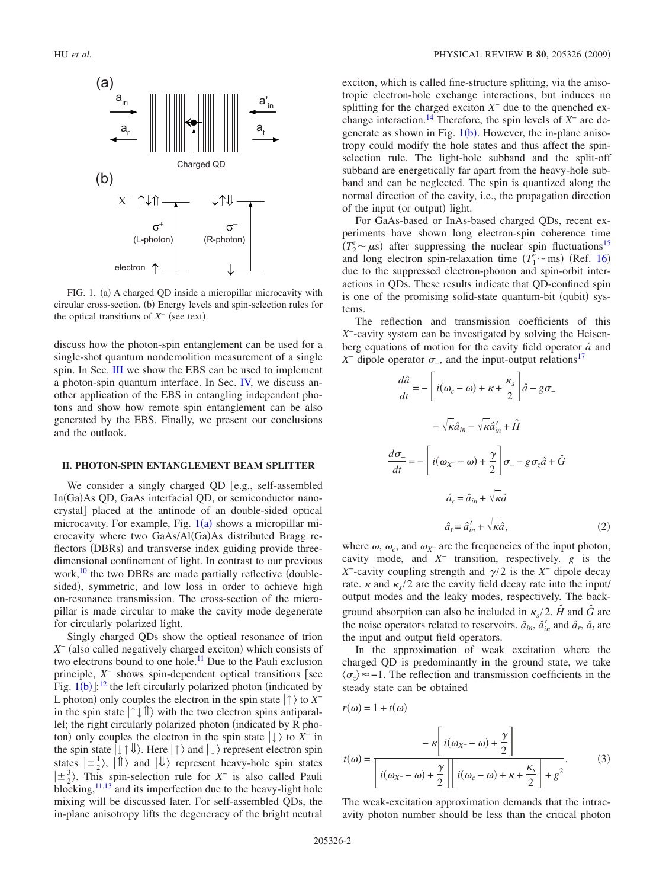FIG. 1. (a) A charged QD inside a micropillar microcavity with circular cross-section. (b) Energy levels and spin-selection rules for the optical transitions of $X^-$ (see text).

discuss how the photon-spin entanglement can be used for a single-shot quantum nondemolition measurement of a single spin. In Sec. III we show the EBS can be used to implement a photon-spin quantum interface. In Sec. IV, we discuss another application of the EBS in entangling independent photons and show how remote spin entanglement can be also generated by the EBS. Finally, we present our conclusions and the outlook.

## II. PHOTON-SPIN ENTANGLEMENT BEAM SPLITTER

We consider a singly charged QD [e.g., self-assembled In(Ga)As QD, GaAs interfacial QD, or semiconductor nanocrystal] placed at the antinode of an double-sided optical microcavity. For example, Fig. 1(a) shows a micropillar microcavity where two GaAs/Al(Ga)As distributed Bragg reflectors (DBRs) and transverse index guiding provide three-dimensional confinement of light. In contrast to our previous work,[10] the two DBRs are made partially reflective (double-sided), symmetric, and low loss in order to achieve high on-resonance transmission. The cross-section of the micropillar is made circular to make the cavity mode degenerate for circularly polarized light.

Singly charged QDs show the optical resonance of trion $X^-$ (also called negatively charged exciton) which consists of two electrons bound to one hole.[11] Due to the Pauli exclusion principle, $X^-$ shows spin-dependent optical transitions [see Fig. 1(b)]:[12] the left circularly polarized photon (indicated by L photon) only couples the electron in the spin state $|\uparrow\rangle$ to $X^-$ in the spin state $|\uparrow\downarrow\Uparrow\rangle$ with the two electron spins antiparallel; the right circularly polarized photon (indicated by R photon) only couples the electron in the spin state $|\downarrow\rangle$ to $X^-$ in the spin state $|\downarrow\uparrow\Downarrow\rangle$. Here $|\uparrow\rangle$ and $|\downarrow\rangle$ represent electron spin states $|\pm\frac{1}{2}\rangle$, $|\Uparrow\rangle$ and $|\Downarrow\rangle$ represent heavy-hole spin states $|\pm\frac{3}{2}\rangle$. This spin-selection rule for $X^-$ is also called Pauli blocking,[11,13] and its imperfection due to the heavy-light hole mixing will be discussed later. For self-assembled QDs, the in-plane anisotropy lifts the degeneracy of the bright neutral exciton, which is called fine-structure splitting, via the anisotropic electron-hole exchange interactions, but induces no splitting for the charged exciton $X^-$ due to the quenched exchange interaction.[14] Therefore, the spin levels of $X^-$ are degenerate as shown in Fig. 1(b). However, the in-plane anisotropy could modify the hole states and thus affect the spin-selection rule. The light-hole subband and the split-off subband are energetically far apart from the heavy-hole subband and can be neglected. The spin is quantized along the normal direction of the cavity, i.e., the propagation direction of the input (or output) light.

For GaAs-based or InAs-based charged QDs, recent experiments have shown long electron-spin coherence time ($T_2^e \sim \mu$s) after suppressing the nuclear spin fluctuations[15] and long electron spin-relaxation time ($T_1^e \sim$ms) (Ref. 16) due to the suppressed electron-phonon and spin-orbit interactions in QDs. These results indicate that QD-confined spin is one of the promising solid-state quantum-bit (qubit) systems.

The reflection and transmission coefficients of this $X^-$-cavity system can be investigated by solving the Heisenberg equations of motion for the cavity field operator $\hat{a}$ and $X^-$ dipole operator $\sigma_-$, and the input-output relations[17]

$$
\begin{aligned}
\frac{d\hat{a}}{dt} &= -\left[i(\omega_c-\omega)+\kappa+\frac{\kappa_s}{2}\right]\hat{a}-g\sigma_- \\
&\quad -\sqrt{\kappa}\hat{a}_{in}-\sqrt{\kappa}\hat{a}'_{in}+\hat{H} \\
\frac{d\sigma_-}{dt} &= -\left[i(\omega_{X^-}-\omega)+\frac{\gamma}{2}\right]\sigma_- - g\sigma_z\hat{a}+\hat{G} \\
\hat{a}_r &= \hat{a}_{in}+\sqrt{\kappa}\hat{a} \\
\hat{a}_t &= \hat{a}'_{in}+\sqrt{\kappa}\hat{a},
\end{aligned}
\tag{2}
$$

where $\omega$, $\omega_c$, and $\omega_{X^-}$ are the frequencies of the input photon, cavity mode, and $X^-$ transition, respectively. $g$ is the $X^-$-cavity coupling strength and $\gamma/2$ is the $X^-$ dipole decay rate. $\kappa$ and $\kappa_s/2$ are the cavity field decay rate into the input/output modes and the leaky modes, respectively. The background absorption can also be included in $\kappa_s/2$. $\hat{H}$ and $\hat{G}$ are the noise operators related to reservoirs. $\hat{a}_{in}$, $\hat{a}'_{in}$ and $\hat{a}_r$, $\hat{a}_t$ are the input and output field operators.

In the approximation of weak excitation where the charged QD is predominantly in the ground state, we take $\langle\sigma_z\rangle \approx -1$. The reflection and transmission coefficients in the steady state can be obtained

$$
r(\omega) = 1 + t(\omega)
$$

$$
t(\omega) = \frac{-\kappa\left[i(\omega_{X^-}-\omega)+\frac{\gamma}{2}\right]}{\left[i(\omega_{X^-}-\omega)+\frac{\gamma}{2}\right]\left[i(\omega_c-\omega)+\kappa+\frac{\kappa_s}{2}\right]+g^2}. \tag{3}
$$

The weak-excitation approximation demands that the intracavity photon number should be less than the critical photon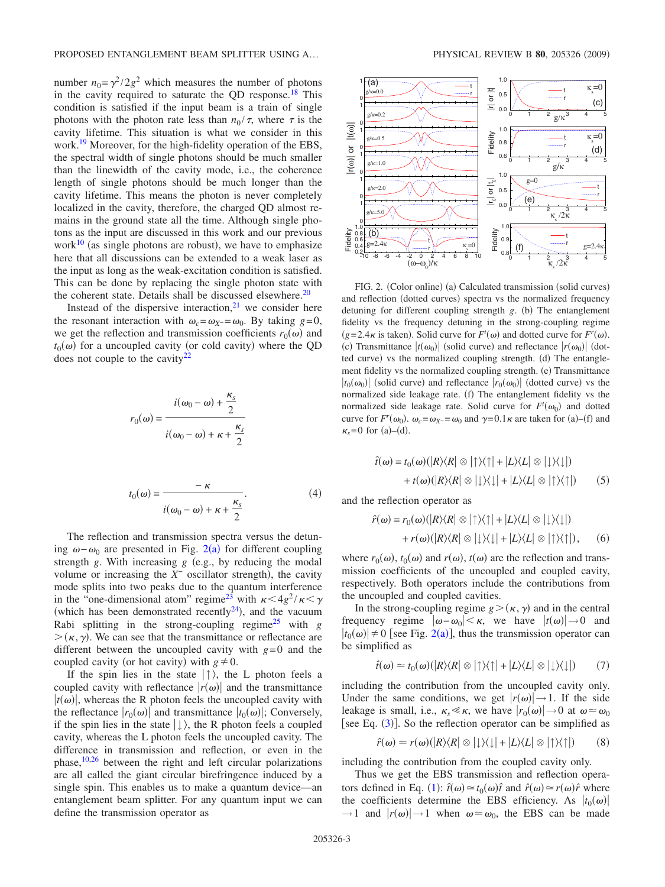number $n_0 = \gamma^2/2g^2$ which measures the number of photons in the cavity required to saturate the QD response.[18] This condition is satisfied if the input beam is a train of single photons with the photon rate less than $n_0/\tau$, where $\tau$ is the cavity lifetime. This situation is what we consider in this work.[19] Moreover, for the high-fidelity operation of the EBS, the spectral width of single photons should be much smaller than the linewidth of the cavity mode, i.e., the coherence length of single photons should be much longer than the cavity lifetime. This means the photon is never completely localized in the cavity, therefore, the charged QD almost remains in the ground state all the time. Although single photons as the input are discussed in this work and our previous work[10] (as single photons are robust), we have to emphasize here that all discussions can be extended to a weak laser as the input as long as the weak-excitation condition is satisfied. This can be done by replacing the single photon state with the coherent state. Details shall be discussed elsewhere.[20]

Instead of the dispersive interaction,[21] we consider here the resonant interaction with $\omega_c = \omega_{X^-} = \omega_0$. By taking $g=0$, we get the reflection and transmission coefficients $r_0(\omega)$ and $t_0(\omega)$ for a uncoupled cavity (or cold cavity) where the QD does not couple to the cavity[22]

$$r_0(\omega) = \frac{i(\omega_0 - \omega) + \frac{\kappa_s}{2}}{i(\omega_0 - \omega) + \kappa + \frac{\kappa_s}{2}}$$

$$t_0(\omega) = \frac{-\kappa}{i(\omega_0 - \omega) + \kappa + \frac{\kappa_s}{2}}. \tag{4}$$

The reflection and transmission spectra versus the detuning $\omega - \omega_0$ are presented in Fig. 2(a) for different coupling strength $g$. With increasing $g$ (e.g., by reducing the modal volume or increasing the $X^-$ oscillator strength), the cavity mode splits into two peaks due to the quantum interference in the "one-dimensional atom" regime[23] with $\kappa < 4g^2/\kappa < \gamma$ (which has been demonstrated recently[24]), and the vacuum Rabi splitting in the strong-coupling regime[25] with $g > (\kappa, \gamma)$. We can see that the transmittance or reflectance are different between the uncoupled cavity with $g=0$ and the coupled cavity (or hot cavity) with $g \neq 0$.

If the spin lies in the state $|\uparrow\rangle$, the L photon feels a coupled cavity with reflectance $|r(\omega)|$ and the transmittance $|t(\omega)|$, whereas the R photon feels the uncoupled cavity with the reflectance $|r_0(\omega)|$ and transmittance $|t_0(\omega)|$; Conversely, if the spin lies in the state $|\downarrow\rangle$, the R photon feels a coupled cavity, whereas the L photon feels the uncoupled cavity. The difference in transmission and reflection, or even in the phase,[10,26] between the right and left circular polarizations are all called the giant circular birefringence induced by a single spin. This enables us to make a quantum device—an entanglement beam splitter. For any quantum input we can define the transmission operator as

FIG. 2. (Color online) (a) Calculated transmission (solid curves) and reflection (dotted curves) spectra vs the normalized frequency detuning for different coupling strength $g$. (b) The entanglement fidelity vs the frequency detuning in the strong-coupling regime ($g=2.4\kappa$ is taken). Solid curve for $F^t(\omega)$ and dotted curve for $F^r(\omega)$. (c) Transmittance $|t(\omega_0)|$ (solid curve) and reflectance $|r(\omega_0)|$ (dotted curve) vs the normalized coupling strength. (d) The entanglement fidelity vs the normalized coupling strength. (e) Transmittance $|t_0(\omega_0)|$ (solid curve) and reflectance $|r_0(\omega_0)|$ (dotted curve) vs the normalized side leakage rate. (f) The entanglement fidelity vs the normalized side leakage rate. Solid curve for $F^t(\omega_0)$ and dotted curve for $F^r(\omega_0)$. $\omega_c = \omega_{X^-} = \omega_0$ and $\gamma = 0.1\kappa$ are taken for (a)–(f) and $\kappa_s = 0$ for (a)–(d).

$$\hat{t}(\omega) = t_0(\omega)(|R\rangle\langle R| \otimes |\uparrow\rangle\langle\uparrow| + |L\rangle\langle L| \otimes |\downarrow\rangle\langle\downarrow|) + t(\omega)(|R\rangle\langle R| \otimes |\downarrow\rangle\langle\downarrow| + |L\rangle\langle L| \otimes |\uparrow\rangle\langle\uparrow|) \tag{5}$$

and the reflection operator as

$$\hat{r}(\omega) = r_0(\omega)(|R\rangle\langle R| \otimes |\uparrow\rangle\langle\uparrow| + |L\rangle\langle L| \otimes |\downarrow\rangle\langle\downarrow|) + r(\omega)(|R\rangle\langle R| \otimes |\downarrow\rangle\langle\downarrow| + |L\rangle\langle L| \otimes |\uparrow\rangle\langle\uparrow|), \tag{6}$$

where $r_0(\omega)$, $t_0(\omega)$ and $r(\omega)$, $t(\omega)$ are the reflection and transmission coefficients of the uncoupled and coupled cavity, respectively. Both operators include the contributions from the uncoupled and coupled cavities.

In the strong-coupling regime $g > (\kappa, \gamma)$ and in the central frequency regime $|\omega - \omega_0| < \kappa$, we have $|t(\omega)| \to 0$ and $|t_0(\omega)| \neq 0$ [see Fig. 2(a)], thus the transmission operator can be simplified as

$$\hat{t}(\omega) \simeq t_0(\omega)(|R\rangle\langle R| \otimes |\uparrow\rangle\langle\uparrow| + |L\rangle\langle L| \otimes |\downarrow\rangle\langle\downarrow|) \tag{7}$$

including the contribution from the uncoupled cavity only. Under the same conditions, we get $|r(\omega)| \to 1$. If the side leakage is small, i.e., $\kappa_s \ll \kappa$, we have $|r_0(\omega)| \to 0$ at $\omega \simeq \omega_0$ [see Eq. (3)]. So the reflection operator can be simplified as

$$\hat{r}(\omega) \simeq r(\omega)(|R\rangle\langle R| \otimes |\downarrow\rangle\langle\downarrow| + |L\rangle\langle L| \otimes |\uparrow\rangle\langle\uparrow|) \tag{8}$$

including the contribution from the coupled cavity only.

Thus we get the EBS transmission and reflection operators defined in Eq. (1): $\hat{t}(\omega) \simeq t_0(\omega)\hat{t}$ and $\hat{r}(\omega) \simeq r(\omega)\hat{r}$ where the coefficients determine the EBS efficiency. As $|t_0(\omega)| \to 1$ and $|r(\omega)| \to 1$ when $\omega \simeq \omega_0$, the EBS can be made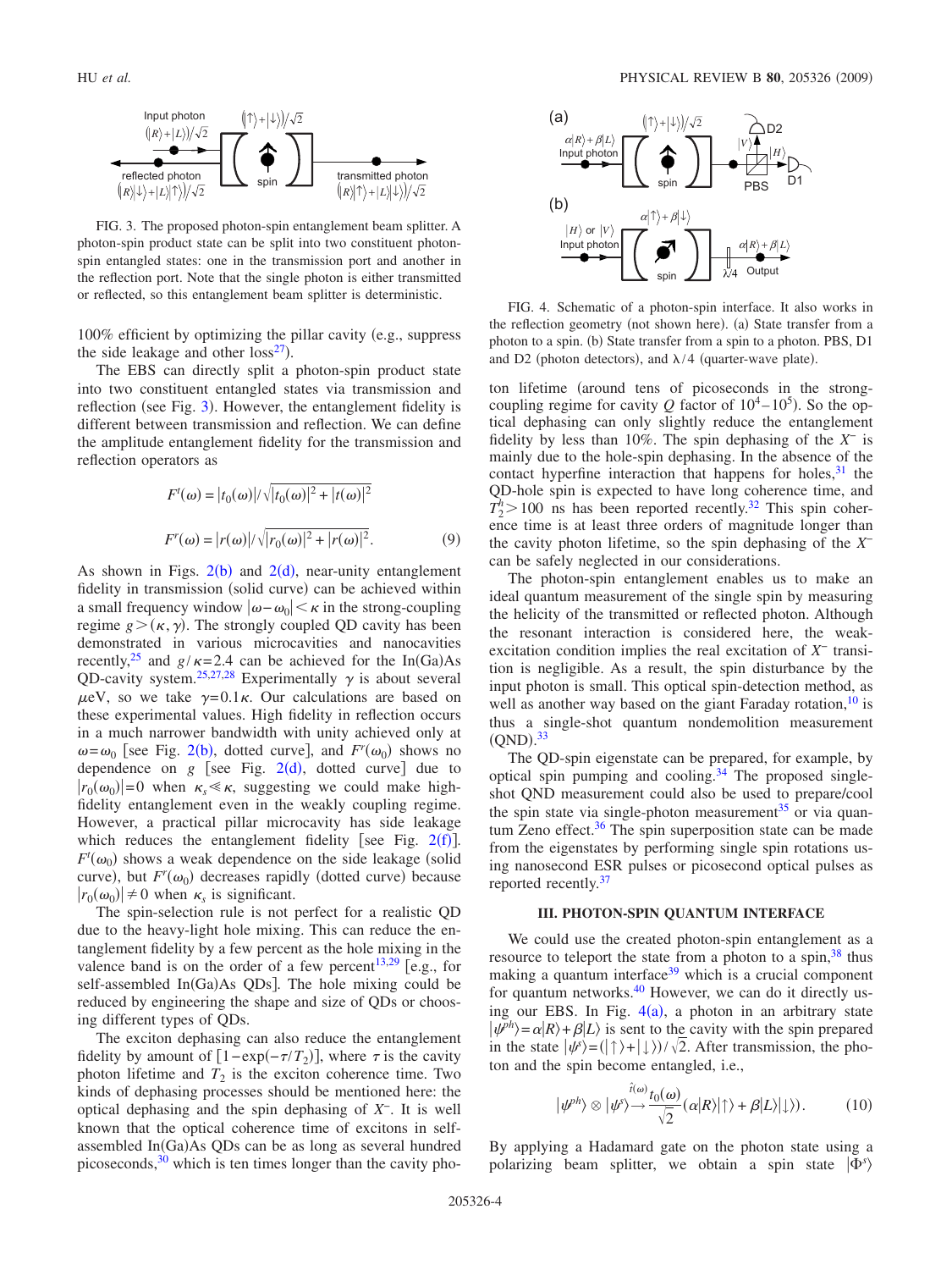FIG. 3. The proposed photon-spin entanglement beam splitter. A photon-spin product state can be split into two constituent photon-spin entangled states: one in the transmission port and another in the reflection port. Note that the single photon is either transmitted or reflected, so this entanglement beam splitter is deterministic.

100% efficient by optimizing the pillar cavity (e.g., suppress the side leakage and other loss[27]).

The EBS can directly split a photon-spin product state into two constituent entangled states via transmission and reflection (see Fig. 3). However, the entanglement fidelity is different between transmission and reflection. We can define the amplitude entanglement fidelity for the transmission and reflection operators as

$$F^t(\omega) = |t_0(\omega)|/\sqrt{|t_0(\omega)|^2 + |t(\omega)|^2}$$

$$F^r(\omega) = |r(\omega)|/\sqrt{|r_0(\omega)|^2 + |r(\omega)|^2}. \tag{9}$$

As shown in Figs. 2(b) and 2(d), near-unity entanglement fidelity in transmission (solid curve) can be achieved within a small frequency window $|\omega-\omega_0|<\kappa$ in the strong-coupling regime $g>(\kappa,\gamma)$. The strongly coupled QD cavity has been demonstrated in various microcavities and nanocavities recently,[25] and $g/\kappa=2.4$ can be achieved for the In(Ga)As QD-cavity system.[25,27,28] Experimentally $\gamma$ is about several $\mu$eV, so we take $\gamma=0.1\kappa$. Our calculations are based on these experimental values. High fidelity in reflection occurs in a much narrower bandwidth with unity achieved only at $\omega=\omega_0$ [see Fig. 2(b), dotted curve], and $F^r(\omega_0)$ shows no dependence on $g$ [see Fig. 2(d), dotted curve] due to $|r_0(\omega_0)|=0$ when $\kappa_s \ll \kappa$, suggesting we could make high-fidelity entanglement even in the weakly coupling regime. However, a practical pillar microcavity has side leakage which reduces the entanglement fidelity [see Fig. 2(f)]. $F^t(\omega_0)$ shows a weak dependence on the side leakage (solid curve), but $F^r(\omega_0)$ decreases rapidly (dotted curve) because $|r_0(\omega_0)|\neq 0$ when $\kappa_s$ is significant.

The spin-selection rule is not perfect for a realistic QD due to the heavy-light hole mixing. This can reduce the entanglement fidelity by a few percent as the hole mixing in the valence band is on the order of a few percent[13,29] [e.g., for self-assembled In(Ga)As QDs]. The hole mixing could be reduced by engineering the shape and size of QDs or choosing different types of QDs.

The exciton dephasing can also reduce the entanglement fidelity by amount of $[1-\exp(-\tau/T_2)]$, where $\tau$ is the cavity photon lifetime and $T_2$ is the exciton coherence time. Two kinds of dephasing processes should be mentioned here: the optical dephasing and the spin dephasing of $X^-$. It is well known that the optical coherence time of excitons in self-assembled In(Ga)As QDs can be as long as several hundred picoseconds,[30] which is ten times longer than the cavity photon lifetime (around tens of picoseconds in the strong-coupling regime for cavity $Q$ factor of $10^4-10^5$). So the optical dephasing can only slightly reduce the entanglement fidelity by less than 10%. The spin dephasing of the $X^-$ is mainly due to the hole-spin dephasing. In the absence of the contact hyperfine interaction that happens for holes,[31] the QD-hole spin is expected to have long coherence time, and $T_2^h>100$ ns has been reported recently.[32] This spin coherence time is at least three orders of magnitude longer than the cavity photon lifetime, so the spin dephasing of the $X^-$ can be safely neglected in our considerations.

The photon-spin entanglement enables us to make an ideal quantum measurement of the single spin by measuring the helicity of the transmitted or reflected photon. Although the resonant interaction is considered here, the weak-excitation condition implies the real excitation of $X^-$ transition is negligible. As a result, the spin disturbance by the input photon is small. This optical spin-detection method, as well as another way based on the giant Faraday rotation,[10] is thus a single-shot quantum nondemolition measurement (QND).[33]

The QD-spin eigenstate can be prepared, for example, by optical spin pumping and cooling.[34] The proposed single-shot QND measurement could also be used to prepare/cool the spin state via single-photon measurement[35] or via quantum Zeno effect.[36] The spin superposition state can be made from the eigenstates by performing single spin rotations using nanosecond ESR pulses or picosecond optical pulses as reported recently.[37]

FIG. 4. Schematic of a photon-spin interface. It also works in the reflection geometry (not shown here). (a) State transfer from a photon to a spin. (b) State transfer from a spin to a photon. PBS, D1 and D2 (photon detectors), and $\lambda/4$ (quarter-wave plate).

### III. PHOTON-SPIN QUANTUM INTERFACE

We could use the created photon-spin entanglement as a resource to teleport the state from a photon to a spin,[38] thus making a quantum interface[39] which is a crucial component for quantum networks.[40] However, we can do it directly using our EBS. In Fig. 4(a), a photon in an arbitrary state $|\psi^{ph}\rangle=\alpha|R\rangle+\beta|L\rangle$ is sent to the cavity with the spin prepared in the state $|\psi^s\rangle=(|\uparrow\rangle+|\downarrow\rangle)/\sqrt{2}$. After transmission, the photon and the spin become entangled, i.e.,

$$|\psi^{ph}\rangle \otimes |\psi^s\rangle \xrightarrow{\hat{t}(\omega)} \frac{t_0(\omega)}{\sqrt{2}}(\alpha|R\rangle|\uparrow\rangle + \beta|L\rangle|\downarrow\rangle). \tag{10}$$

By applying a Hadamard gate on the photon state using a polarizing beam splitter, we obtain a spin state $|\Phi^s\rangle$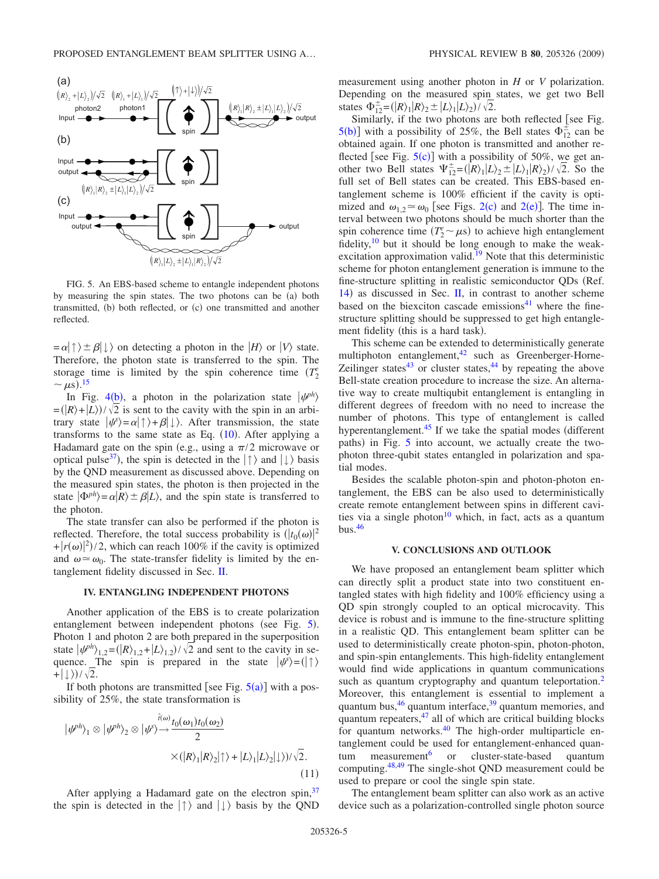FIG. 5. An EBS-based scheme to entangle independent photons by measuring the spin states. The two photons can be (a) both transmitted, (b) both reflected, or (c) one transmitted and another reflected.

$=\alpha|\uparrow\rangle \pm \beta|\downarrow\rangle$ on detecting a photon in the $|H\rangle$ or $|V\rangle$ state. Therefore, the photon state is transferred to the spin. The storage time is limited by the spin coherence time ($T_2^e \sim \mu$s).[15]

In Fig. 4(b), a photon in the polarization state $|\psi^{ph}\rangle = (|R\rangle + |L\rangle)/\sqrt{2}$ is sent to the cavity with the spin in an arbitrary state $|\psi^s\rangle = \alpha|\uparrow\rangle + \beta|\downarrow\rangle$. After transmission, the state transforms to the same state as Eq. (10). After applying a Hadamard gate on the spin (e.g., using a $\pi/2$ microwave or optical pulse[37]), the spin is detected in the $|\uparrow\rangle$ and $|\downarrow\rangle$ basis by the QND measurement as discussed above. Depending on the measured spin states, the photon is then projected in the state $|\Phi^{ph}\rangle = \alpha|R\rangle \pm \beta|L\rangle$, and the spin state is transferred to the photon.

The state transfer can also be performed if the photon is reflected. Therefore, the total success probability is $(|t_0(\omega)|^2 + |r(\omega)|^2)/2$, which can reach 100% if the cavity is optimized and $\omega \simeq \omega_0$. The state-transfer fidelity is limited by the entanglement fidelity discussed in Sec. II.

## IV. ENTANGLING INDEPENDENT PHOTONS

Another application of the EBS is to create polarization entanglement between independent photons (see Fig. 5). Photon 1 and photon 2 are both prepared in the superposition state $|\psi^{ph}\rangle_{1,2} = (|R\rangle_{1,2} + |L\rangle_{1,2})/\sqrt{2}$ and sent to the cavity in sequence. The spin is prepared in the state $|\psi^s\rangle = (|\uparrow\rangle + |\downarrow\rangle)/\sqrt{2}$.

If both photons are transmitted [see Fig. 5(a)] with a possibility of 25%, the state transformation is

$$|\psi^{ph}\rangle_1 \otimes |\psi^{ph}\rangle_2 \otimes |\psi^s\rangle \xrightarrow{\hat{t}(\omega)} \frac{t_0(\omega_1)t_0(\omega_2)}{2} \times (|R\rangle_1|R\rangle_2|\uparrow\rangle + |L\rangle_1|L\rangle_2|\downarrow\rangle)/\sqrt{2}. \tag{11}$$

After applying a Hadamard gate on the electron spin,[37] the spin is detected in the $|\uparrow\rangle$ and $|\downarrow\rangle$ basis by the QND measurement using another photon in $H$ or $V$ polarization. Depending on the measured spin states, we get two Bell states $\Phi_{12}^{\pm} = (|R\rangle_1|R\rangle_2 \pm |L\rangle_1|L\rangle_2)/\sqrt{2}$.

Similarly, if the two photons are both reflected [see Fig. 5(b)] with a possibility of 25%, the Bell states $\Phi_{12}^{\pm}$ can be obtained again. If one photon is transmitted and another reflected [see Fig. 5(c)] with a possibility of 50%, we get another two Bell states $\Psi_{12}^{\pm} = (|R\rangle_1|L\rangle_2 \pm |L\rangle_1|R\rangle_2)/\sqrt{2}$. So the full set of Bell states can be created. This EBS-based entanglement scheme is 100% efficient if the cavity is optimized and $\omega_{1,2} \simeq \omega_0$ [see Figs. 2(c) and 2(e)]. The time interval between two photons should be much shorter than the spin coherence time ($T_2^e \sim \mu$s) to achieve high entanglement fidelity,[10] but it should be long enough to make the weak-excitation approximation valid.[19] Note that this deterministic scheme for photon entanglement generation is immune to the fine-structure splitting in realistic semiconductor QDs (Ref. 14) as discussed in Sec. II, in contrast to another scheme based on the biexciton cascade emissions[41] where the fine-structure splitting should be suppressed to get high entanglement fidelity (this is a hard task).

This scheme can be extended to deterministically generate multiphoton entanglement,[42] such as Greenberger-Horne-Zeilinger states[43] or cluster states,[44] by repeating the above Bell-state creation procedure to increase the size. An alternative way to create multiqubit entanglement is entangling in different degrees of freedom with no need to increase the number of photons. This type of entanglement is called hyperentanglement.[45] If we take the spatial modes (different paths) in Fig. 5 into account, we actually create the two-photon three-qubit states entangled in polarization and spatial modes.

Besides the scalable photon-spin and photon-photon entanglement, the EBS can be also used to deterministically create remote entanglement between spins in different cavities via a single photon[10] which, in fact, acts as a quantum bus.[46]

## V. CONCLUSIONS AND OUTLOOK

We have proposed an entanglement beam splitter which can directly split a product state into two constituent entangled states with high fidelity and 100% efficiency using a QD spin strongly coupled to an optical microcavity. This device is robust and is immune to the fine-structure splitting in a realistic QD. This entanglement beam splitter can be used to deterministically create photon-spin, photon-photon, and spin-spin entanglements. This high-fidelity entanglement would find wide applications in quantum communications such as quantum cryptography and quantum teleportation.[2] Moreover, this entanglement is essential to implement a quantum bus,[46] quantum interface,[39] quantum memories, and quantum repeaters,[47] all of which are critical building blocks for quantum networks.[40] The high-order multiparticle entanglement could be used for entanglement-enhanced quantum measurement[6] or cluster-state-based quantum computing.[48,49] The single-shot QND measurement could be used to prepare or cool the single spin state.

The entanglement beam splitter can also work as an active device such as a polarization-controlled single photon source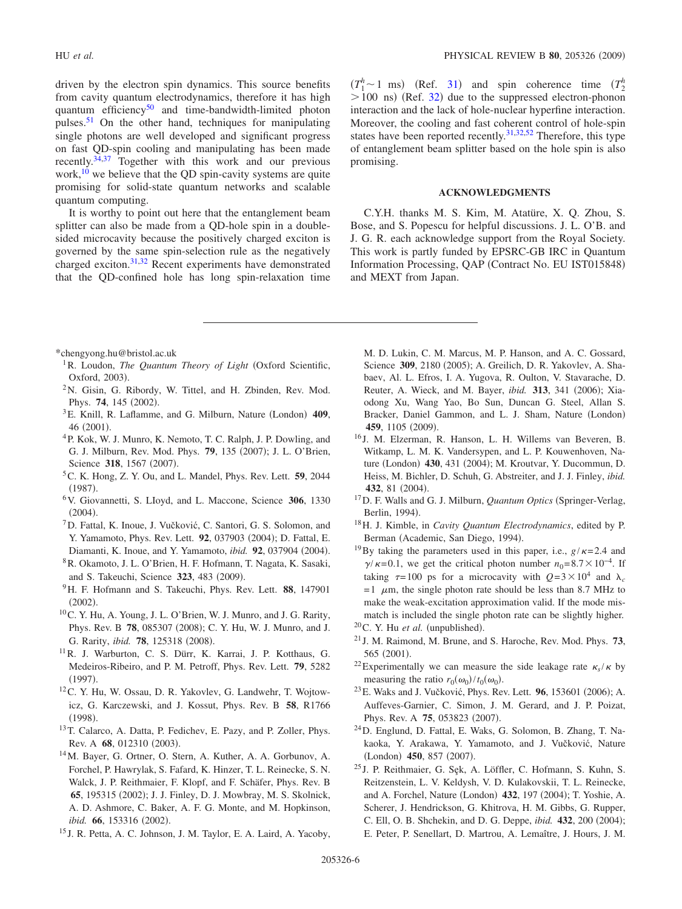driven by the electron spin dynamics. This source benefits from cavity quantum electrodynamics, therefore it has high quantum efficiency[50] and time-bandwidth-limited photon pulses.[51] On the other hand, techniques for manipulating single photons are well developed and significant progress on fast QD-spin cooling and manipulating has been made recently.[34,37] Together with this work and our previous work,[10] we believe that the QD spin-cavity systems are quite promising for solid-state quantum networks and scalable quantum computing.

It is worthy to point out here that the entanglement beam splitter can also be made from a QD-hole spin in a double-sided microcavity because the positively charged exciton is governed by the same spin-selection rule as the negatively charged exciton.[31,32] Recent experiments have demonstrated that the QD-confined hole has long spin-relaxation time ($T_1^h \sim 1$ ms) (Ref. 31) and spin coherence time ($T_2^h > 100$ ns) (Ref. 32) due to the suppressed electron-phonon interaction and the lack of hole-nuclear hyperfine interaction. Moreover, the cooling and fast coherent control of hole-spin states have been reported recently.[31,32,52] Therefore, this type of entanglement beam splitter based on the hole spin is also promising.

## ACKNOWLEDGMENTS

C.Y.H. thanks M. S. Kim, M. Atatüre, X. Q. Zhou, S. Bose, and S. Popescu for helpful discussions. J. L. O'B. and J. G. R. each acknowledge support from the Royal Society. This work is partly funded by EPSRC-GB IRC in Quantum Information Processing, QAP (Contract No. EU IST015848) and MEXT from Japan.

---

*chengyong.hu@bristol.ac.uk

1. R. Loudon, *The Quantum Theory of Light* (Oxford Scientific, Oxford, 2003).
2. N. Gisin, G. Ribordy, W. Tittel, and H. Zbinden, Rev. Mod. Phys. **74**, 145 (2002).
3. E. Knill, R. Laflamme, and G. Milburn, Nature (London) **409**, 46 (2001).
4. P. Kok, W. J. Munro, K. Nemoto, T. C. Ralph, J. P. Dowling, and G. J. Milburn, Rev. Mod. Phys. **79**, 135 (2007); J. L. O'Brien, Science **318**, 1567 (2007).
5. C. K. Hong, Z. Y. Ou, and L. Mandel, Phys. Rev. Lett. **59**, 2044 (1987).
6. V. Giovannetti, S. LIoyd, and L. Maccone, Science **306**, 1330 (2004).
7. D. Fattal, K. Inoue, J. Vučković, C. Santori, G. S. Solomon, and Y. Yamamoto, Phys. Rev. Lett. **92**, 037903 (2004); D. Fattal, E. Diamanti, K. Inoue, and Y. Yamamoto, *ibid.* **92**, 037904 (2004).
8. R. Okamoto, J. L. O'Brien, H. F. Hofmann, T. Nagata, K. Sasaki, and S. Takeuchi, Science **323**, 483 (2009).
9. H. F. Hofmann and S. Takeuchi, Phys. Rev. Lett. **88**, 147901 (2002).
10. C. Y. Hu, A. Young, J. L. O'Brien, W. J. Munro, and J. G. Rarity, Phys. Rev. B **78**, 085307 (2008); C. Y. Hu, W. J. Munro, and J. G. Rarity, *ibid.* **78**, 125318 (2008).
11. R. J. Warburton, C. S. Dürr, K. Karrai, J. P. Kotthaus, G. Medeiros-Ribeiro, and P. M. Petroff, Phys. Rev. Lett. **79**, 5282 (1997).
12. C. Y. Hu, W. Ossau, D. R. Yakovlev, G. Landwehr, T. Wojtowicz, G. Karczewski, and J. Kossut, Phys. Rev. B **58**, R1766 (1998).
13. T. Calarco, A. Datta, P. Fedichev, E. Pazy, and P. Zoller, Phys. Rev. A **68**, 012310 (2003).
14. M. Bayer, G. Ortner, O. Stern, A. Kuther, A. A. Gorbunov, A. Forchel, P. Hawrylak, S. Fafard, K. Hinzer, T. L. Reinecke, S. N. Walck, J. P. Reithmaier, F. Klopf, and F. Schäfer, Phys. Rev. B **65**, 195315 (2002); J. J. Finley, D. J. Mowbray, M. S. Skolnick, A. D. Ashmore, C. Baker, A. F. G. Monte, and M. Hopkinson, *ibid.* **66**, 153316 (2002).
15. J. R. Petta, A. C. Johnson, J. M. Taylor, E. A. Laird, A. Yacoby, M. D. Lukin, C. M. Marcus, M. P. Hanson, and A. C. Gossard, Science **309**, 2180 (2005); A. Greilich, D. R. Yakovlev, A. Shabaev, Al. L. Efros, I. A. Yugova, R. Oulton, V. Stavarache, D. Reuter, A. Wieck, and M. Bayer, *ibid.* **313**, 341 (2006); Xiaodong Xu, Wang Yao, Bo Sun, Duncan G. Steel, Allan S. Bracker, Daniel Gammon, and L. J. Sham, Nature (London) **459**, 1105 (2009).
16. J. M. Elzerman, R. Hanson, L. H. Willems van Beveren, B. Witkamp, L. M. K. Vandersypen, and L. P. Kouwenhoven, Nature (London) **430**, 431 (2004); M. Kroutvar, Y. Ducommun, D. Heiss, M. Bichler, D. Schuh, G. Abstreiter, and J. J. Finley, *ibid.* **432**, 81 (2004).
17. D. F. Walls and G. J. Milburn, *Quantum Optics* (Springer-Verlag, Berlin, 1994).
18. H. J. Kimble, in *Cavity Quantum Electrodynamics*, edited by P. Berman (Academic, San Diego, 1994).
19. By taking the parameters used in this paper, i.e., $g/\kappa=2.4$ and $\gamma/\kappa=0.1$, we get the critical photon number $n_0=8.7\times10^{-4}$. If taking $\tau=100$ ps for a microcavity with $Q=3\times10^4$ and $\lambda_c=1$ $\mu$m, the single photon rate should be less than 8.7 MHz to make the weak-excitation approximation valid. If the mode mismatch is included the single photon rate can be slightly higher.
20. C. Y. Hu *et al.* (unpublished).
21. J. M. Raimond, M. Brune, and S. Haroche, Rev. Mod. Phys. **73**, 565 (2001).
22. Experimentally we can measure the side leakage rate $\kappa_s/\kappa$ by measuring the ratio $r_0(\omega_0)/t_0(\omega_0)$.
23. E. Waks and J. Vučković, Phys. Rev. Lett. **96**, 153601 (2006); A. Auffeves-Garnier, C. Simon, J. M. Gerard, and J. P. Poizat, Phys. Rev. A **75**, 053823 (2007).
24. D. Englund, D. Fattal, E. Waks, G. Solomon, B. Zhang, T. Nakaoka, Y. Arakawa, Y. Yamamoto, and J. Vučković, Nature (London) **450**, 857 (2007).
25. J. P. Reithmaier, G. Sęk, A. Löffler, C. Hofmann, S. Kuhn, S. Reitzenstein, L. V. Keldysh, V. D. Kulakovskii, T. L. Reinecke, and A. Forchel, Nature (London) **432**, 197 (2004); T. Yoshie, A. Scherer, J. Hendrickson, G. Khitrova, H. M. Gibbs, G. Rupper, C. Ell, O. B. Shchekin, and D. G. Deppe, *ibid.* **432**, 200 (2004); E. Peter, P. Senellart, D. Martrou, A. Lemaître, J. Hours, J. M.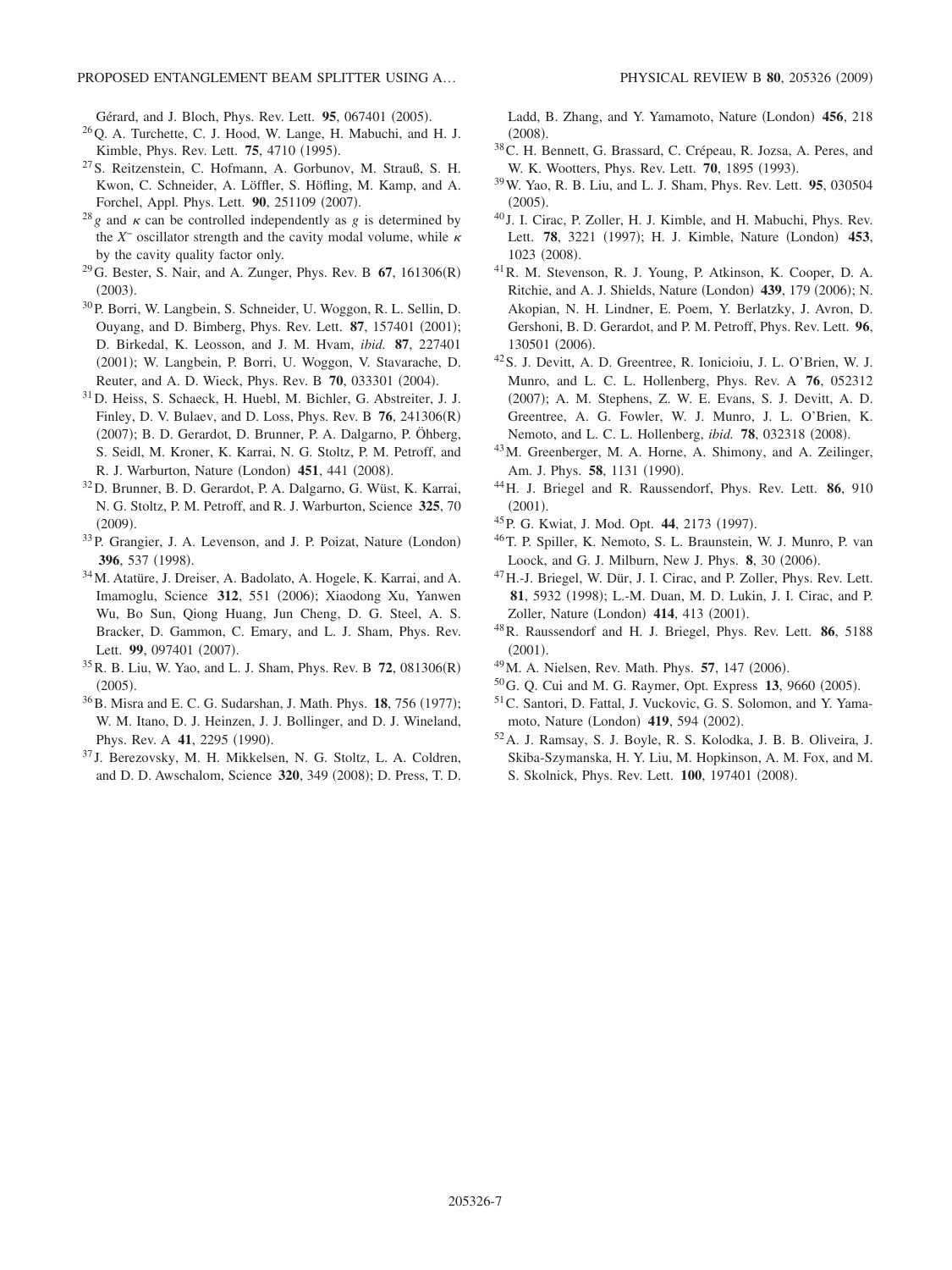Gérard, and J. Bloch, Phys. Rev. Lett. **95**, 067401 (2005).

[26] Q. A. Turchette, C. J. Hood, W. Lange, H. Mabuchi, and H. J. Kimble, Phys. Rev. Lett. **75**, 4710 (1995).

[27] S. Reitzenstein, C. Hofmann, A. Gorbunov, M. Strauß, S. H. Kwon, C. Schneider, A. Löffler, S. Höfling, M. Kamp, and A. Forchel, Appl. Phys. Lett. **90**, 251109 (2007).

[28] $g$ and $\kappa$ can be controlled independently as $g$ is determined by the $X^{-}$ oscillator strength and the cavity modal volume, while $\kappa$ by the cavity quality factor only.

[29] G. Bester, S. Nair, and A. Zunger, Phys. Rev. B **67**, 161306(R) (2003).

[30] P. Borri, W. Langbein, S. Schneider, U. Woggon, R. L. Sellin, D. Ouyang, and D. Bimberg, Phys. Rev. Lett. **87**, 157401 (2001); D. Birkedal, K. Leosson, and J. M. Hvam, *ibid.* **87**, 227401 (2001); W. Langbein, P. Borri, U. Woggon, V. Stavarache, D. Reuter, and A. D. Wieck, Phys. Rev. B **70**, 033301 (2004).

[31] D. Heiss, S. Schaeck, H. Huebl, M. Bichler, G. Abstreiter, J. J. Finley, D. V. Bulaev, and D. Loss, Phys. Rev. B **76**, 241306(R) (2007); B. D. Gerardot, D. Brunner, P. A. Dalgarno, P. Öhberg, S. Seidl, M. Kroner, K. Karrai, N. G. Stoltz, P. M. Petroff, and R. J. Warburton, Nature (London) **451**, 441 (2008).

[32] D. Brunner, B. D. Gerardot, P. A. Dalgarno, G. Wüst, K. Karrai, N. G. Stoltz, P. M. Petroff, and R. J. Warburton, Science **325**, 70 (2009).

[33] P. Grangier, J. A. Levenson, and J. P. Poizat, Nature (London) **396**, 537 (1998).

[34] M. Atatüre, J. Dreiser, A. Badolato, A. Hogele, K. Karrai, and A. Imamoglu, Science **312**, 551 (2006); Xiaodong Xu, Yanwen Wu, Bo Sun, Qiong Huang, Jun Cheng, D. G. Steel, A. S. Bracker, D. Gammon, C. Emary, and L. J. Sham, Phys. Rev. Lett. **99**, 097401 (2007).

[35] R. B. Liu, W. Yao, and L. J. Sham, Phys. Rev. B **72**, 081306(R) (2005).

[36] B. Misra and E. C. G. Sudarshan, J. Math. Phys. **18**, 756 (1977); W. M. Itano, D. J. Heinzen, J. J. Bollinger, and D. J. Wineland, Phys. Rev. A **41**, 2295 (1990).

[37] J. Berezovsky, M. H. Mikkelsen, N. G. Stoltz, L. A. Coldren, and D. D. Awschalom, Science **320**, 349 (2008); D. Press, T. D. Ladd, B. Zhang, and Y. Yamamoto, Nature (London) **456**, 218 (2008).

[38] C. H. Bennett, G. Brassard, C. Crépeau, R. Jozsa, A. Peres, and W. K. Wootters, Phys. Rev. Lett. **70**, 1895 (1993).

[39] W. Yao, R. B. Liu, and L. J. Sham, Phys. Rev. Lett. **95**, 030504 (2005).

[40] J. I. Cirac, P. Zoller, H. J. Kimble, and H. Mabuchi, Phys. Rev. Lett. **78**, 3221 (1997); H. J. Kimble, Nature (London) **453**, 1023 (2008).

[41] R. M. Stevenson, R. J. Young, P. Atkinson, K. Cooper, D. A. Ritchie, and A. J. Shields, Nature (London) **439**, 179 (2006); N. Akopian, N. H. Lindner, E. Poem, Y. Berlatzky, J. Avron, D. Gershoni, B. D. Gerardot, and P. M. Petroff, Phys. Rev. Lett. **96**, 130501 (2006).

[42] S. J. Devitt, A. D. Greentree, R. Ionicioiu, J. L. O'Brien, W. J. Munro, and L. C. L. Hollenberg, Phys. Rev. A **76**, 052312 (2007); A. M. Stephens, Z. W. E. Evans, S. J. Devitt, A. D. Greentree, A. G. Fowler, W. J. Munro, J. L. O'Brien, K. Nemoto, and L. C. L. Hollenberg, *ibid.* **78**, 032318 (2008).

[43] M. Greenberger, M. A. Horne, A. Shimony, and A. Zeilinger, Am. J. Phys. **58**, 1131 (1990).

[44] H. J. Briegel and R. Raussendorf, Phys. Rev. Lett. **86**, 910 (2001).

[45] P. G. Kwiat, J. Mod. Opt. **44**, 2173 (1997).

[46] T. P. Spiller, K. Nemoto, S. L. Braunstein, W. J. Munro, P. van Loock, and G. J. Milburn, New J. Phys. **8**, 30 (2006).

[47] H.-J. Briegel, W. Dür, J. I. Cirac, and P. Zoller, Phys. Rev. Lett. **81**, 5932 (1998); L.-M. Duan, M. D. Lukin, J. I. Cirac, and P. Zoller, Nature (London) **414**, 413 (2001).

[48] R. Raussendorf and H. J. Briegel, Phys. Rev. Lett. **86**, 5188 (2001).

[49] M. A. Nielsen, Rev. Math. Phys. **57**, 147 (2006).

[50] G. Q. Cui and M. G. Raymer, Opt. Express **13**, 9660 (2005).

[51] C. Santori, D. Fattal, J. Vuckovic, G. S. Solomon, and Y. Yamamoto, Nature (London) **419**, 594 (2002).

[52] A. J. Ramsay, S. J. Boyle, R. S. Kolodka, J. B. B. Oliveira, J. Skiba-Szymanska, H. Y. Liu, M. Hopkinson, A. M. Fox, and M. S. Skolnick, Phys. Rev. Lett. **100**, 197401 (2008).